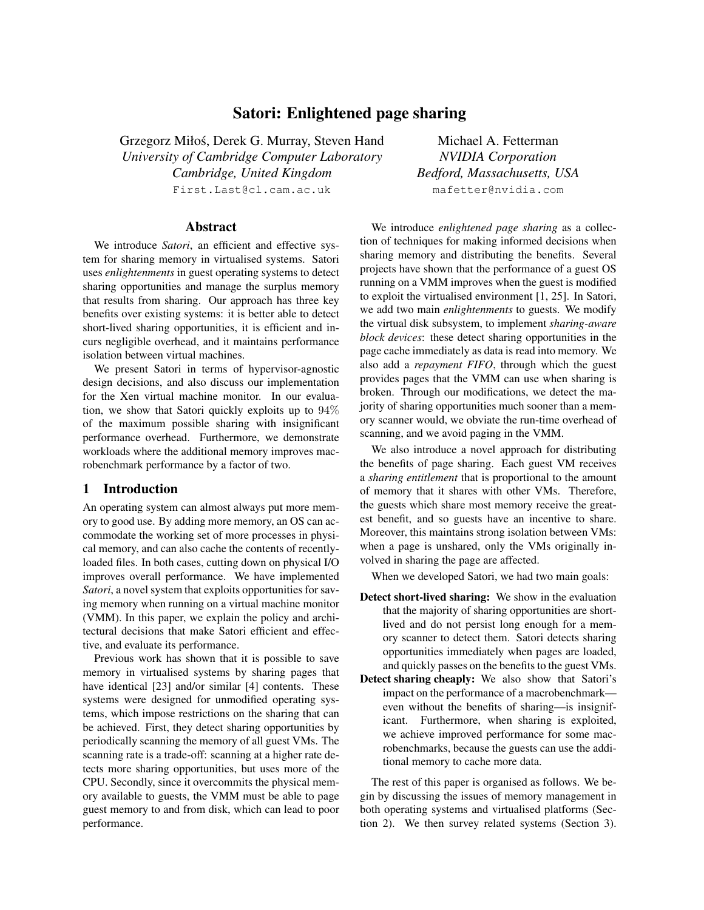# Satori: Enlightened page sharing

Grzegorz Miłoś, Derek G. Murray, Steven Hand
*University of Cambridge Computer Laboratory*
*Cambridge, United Kingdom*
First.Last@cl.cam.ac.uk

Michael A. Fetterman
*NVIDIA Corporation*
*Bedford, Massachusetts, USA*
mafetter@nvidia.com

## Abstract

We introduce *Satori*, an efficient and effective system for sharing memory in virtualised systems. Satori uses *enlightenments* in guest operating systems to detect sharing opportunities and manage the surplus memory that results from sharing. Our approach has three key benefits over existing systems: it is better able to detect short-lived sharing opportunities, it is efficient and incurs negligible overhead, and it maintains performance isolation between virtual machines.

We present Satori in terms of hypervisor-agnostic design decisions, and also discuss our implementation for the Xen virtual machine monitor. In our evaluation, we show that Satori quickly exploits up to $94\%$ of the maximum possible sharing with insignificant performance overhead. Furthermore, we demonstrate workloads where the additional memory improves macrobenchmark performance by a factor of two.

## 1 Introduction

An operating system can almost always put more memory to good use. By adding more memory, an OS can accommodate the working set of more processes in physical memory, and can also cache the contents of recently-loaded files. In both cases, cutting down on physical I/O improves overall performance. We have implemented *Satori*, a novel system that exploits opportunities for saving memory when running on a virtual machine monitor (VMM). In this paper, we explain the policy and architectural decisions that make Satori efficient and effective, and evaluate its performance.

Previous work has shown that it is possible to save memory in virtualised systems by sharing pages that have identical [23] and/or similar [4] contents. These systems were designed for unmodified operating systems, which impose restrictions on the sharing that can be achieved. First, they detect sharing opportunities by periodically scanning the memory of all guest VMs. The scanning rate is a trade-off: scanning at a higher rate detects more sharing opportunities, but uses more of the CPU. Secondly, since it overcommits the physical memory available to guests, the VMM must be able to page guest memory to and from disk, which can lead to poor performance.

We introduce *enlightened page sharing* as a collection of techniques for making informed decisions when sharing memory and distributing the benefits. Several projects have shown that the performance of a guest OS running on a VMM improves when the guest is modified to exploit the virtualised environment [1, 25]. In Satori, we add two main *enlightenments* to guests. We modify the virtual disk subsystem, to implement *sharing-aware block devices*: these detect sharing opportunities in the page cache immediately as data is read into memory. We also add a *repayment FIFO*, through which the guest provides pages that the VMM can use when sharing is broken. Through our modifications, we detect the majority of sharing opportunities much sooner than a memory scanner would, we obviate the run-time overhead of scanning, and we avoid paging in the VMM.

We also introduce a novel approach for distributing the benefits of page sharing. Each guest VM receives a *sharing entitlement* that is proportional to the amount of memory that it shares with other VMs. Therefore, the guests which share most memory receive the greatest benefit, and so guests have an incentive to share. Moreover, this maintains strong isolation between VMs: when a page is unshared, only the VMs originally involved in sharing the page are affected.

When we developed Satori, we had two main goals:

**Detect short-lived sharing:** We show in the evaluation that the majority of sharing opportunities are short-lived and do not persist long enough for a memory scanner to detect them. Satori detects sharing opportunities immediately when pages are loaded, and quickly passes on the benefits to the guest VMs.

**Detect sharing cheaply:** We also show that Satori's impact on the performance of a macrobenchmark—even without the benefits of sharing—is insignificant. Furthermore, when sharing is exploited, we achieve improved performance for some macrobenchmarks, because the guests can use the additional memory to cache more data.

The rest of this paper is organised as follows. We begin by discussing the issues of memory management in both operating systems and virtualised platforms (Section 2). We then survey related systems (Section 3).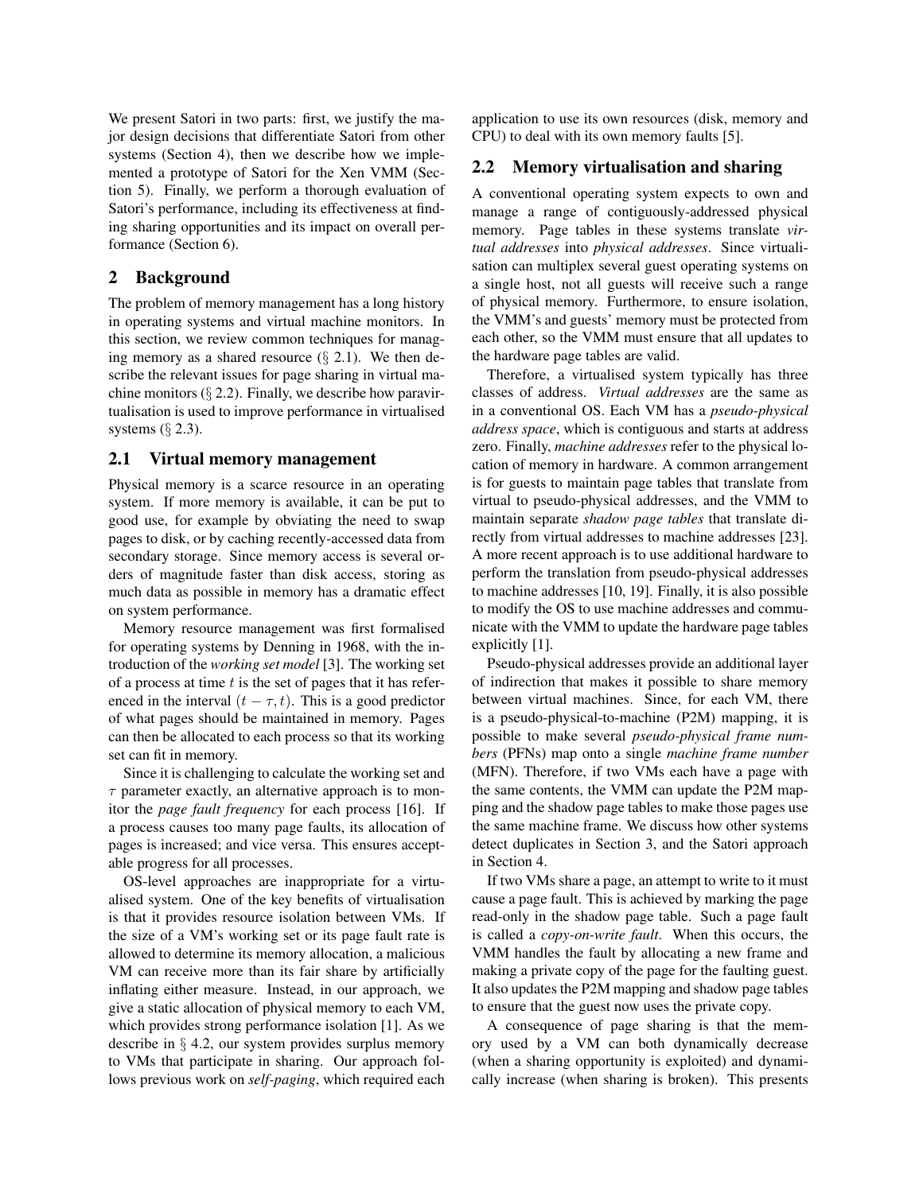We present Satori in two parts: first, we justify the major design decisions that differentiate Satori from other systems (Section 4), then we describe how we implemented a prototype of Satori for the Xen VMM (Section 5). Finally, we perform a thorough evaluation of Satori's performance, including its effectiveness at finding sharing opportunities and its impact on overall performance (Section 6).

## 2 Background

The problem of memory management has a long history in operating systems and virtual machine monitors. In this section, we review common techniques for managing memory as a shared resource (§ 2.1). We then describe the relevant issues for page sharing in virtual machine monitors (§ 2.2). Finally, we describe how paravirtualisation is used to improve performance in virtualised systems (§ 2.3).

### 2.1 Virtual memory management

Physical memory is a scarce resource in an operating system. If more memory is available, it can be put to good use, for example by obviating the need to swap pages to disk, or by caching recently-accessed data from secondary storage. Since memory access is several orders of magnitude faster than disk access, storing as much data as possible in memory has a dramatic effect on system performance.

Memory resource management was first formalised for operating systems by Denning in 1968, with the introduction of the *working set model* [3]. The working set of a process at time $t$ is the set of pages that it has referenced in the interval $(t - \tau, t)$. This is a good predictor of what pages should be maintained in memory. Pages can then be allocated to each process so that its working set can fit in memory.

Since it is challenging to calculate the working set and $\tau$ parameter exactly, an alternative approach is to monitor the *page fault frequency* for each process [16]. If a process causes too many page faults, its allocation of pages is increased; and vice versa. This ensures acceptable progress for all processes.

OS-level approaches are inappropriate for a virtualised system. One of the key benefits of virtualisation is that it provides resource isolation between VMs. If the size of a VM's working set or its page fault rate is allowed to determine its memory allocation, a malicious VM can receive more than its fair share by artificially inflating either measure. Instead, in our approach, we give a static allocation of physical memory to each VM, which provides strong performance isolation [1]. As we describe in § 4.2, our system provides surplus memory to VMs that participate in sharing. Our approach follows previous work on *self-paging*, which required each application to use its own resources (disk, memory and CPU) to deal with its own memory faults [5].

### 2.2 Memory virtualisation and sharing

A conventional operating system expects to own and manage a range of contiguously-addressed physical memory. Page tables in these systems translate *virtual addresses* into *physical addresses*. Since virtualisation can multiplex several guest operating systems on a single host, not all guests will receive such a range of physical memory. Furthermore, to ensure isolation, the VMM's and guests' memory must be protected from each other, so the VMM must ensure that all updates to the hardware page tables are valid.

Therefore, a virtualised system typically has three classes of address. *Virtual addresses* are the same as in a conventional OS. Each VM has a *pseudo-physical address space*, which is contiguous and starts at address zero. Finally, *machine addresses* refer to the physical location of memory in hardware. A common arrangement is for guests to maintain page tables that translate from virtual to pseudo-physical addresses, and the VMM to maintain separate *shadow page tables* that translate directly from virtual addresses to machine addresses [23]. A more recent approach is to use additional hardware to perform the translation from pseudo-physical addresses to machine addresses [10, 19]. Finally, it is also possible to modify the OS to use machine addresses and communicate with the VMM to update the hardware page tables explicitly [1].

Pseudo-physical addresses provide an additional layer of indirection that makes it possible to share memory between virtual machines. Since, for each VM, there is a pseudo-physical-to-machine (P2M) mapping, it is possible to make several *pseudo-physical frame numbers* (PFNs) map onto a single *machine frame number* (MFN). Therefore, if two VMs each have a page with the same contents, the VMM can update the P2M mapping and the shadow page tables to make those pages use the same machine frame. We discuss how other systems detect duplicates in Section 3, and the Satori approach in Section 4.

If two VMs share a page, an attempt to write to it must cause a page fault. This is achieved by marking the page read-only in the shadow page table. Such a page fault is called a *copy-on-write fault*. When this occurs, the VMM handles the fault by allocating a new frame and making a private copy of the page for the faulting guest. It also updates the P2M mapping and shadow page tables to ensure that the guest now uses the private copy.

A consequence of page sharing is that the memory used by a VM can both dynamically decrease (when a sharing opportunity is exploited) and dynamically increase (when sharing is broken). This presents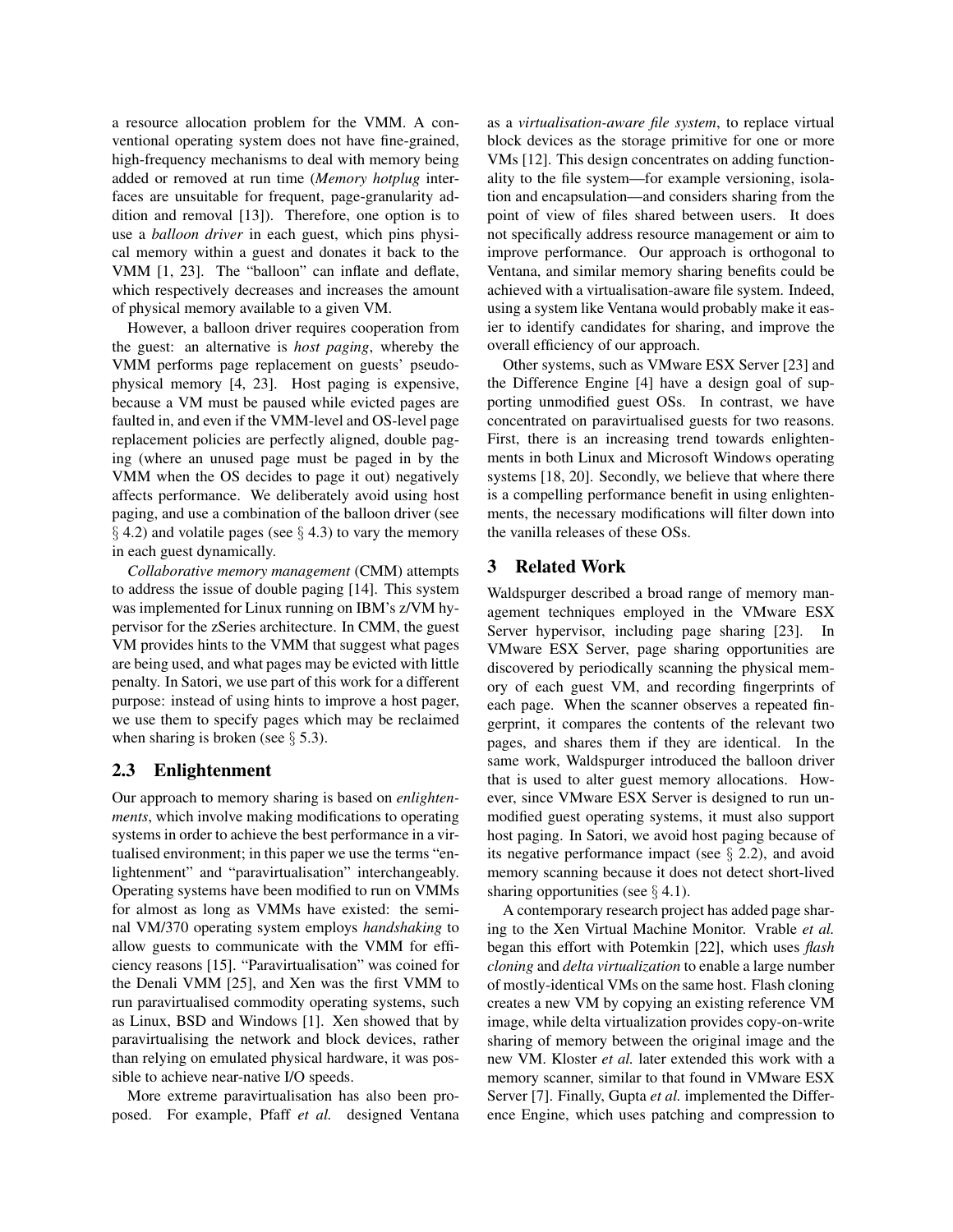a resource allocation problem for the VMM. A conventional operating system does not have fine-grained, high-frequency mechanisms to deal with memory being added or removed at run time (*Memory hotplug* interfaces are unsuitable for frequent, page-granularity addition and removal [13]). Therefore, one option is to use a *balloon driver* in each guest, which pins physical memory within a guest and donates it back to the VMM [1, 23]. The "balloon" can inflate and deflate, which respectively decreases and increases the amount of physical memory available to a given VM.

However, a balloon driver requires cooperation from the guest: an alternative is *host paging*, whereby the VMM performs page replacement on guests' pseudo-physical memory [4, 23]. Host paging is expensive, because a VM must be paused while evicted pages are faulted in, and even if the VMM-level and OS-level page replacement policies are perfectly aligned, double paging (where an unused page must be paged in by the VMM when the OS decides to page it out) negatively affects performance. We deliberately avoid using host paging, and use a combination of the balloon driver (see § 4.2) and volatile pages (see § 4.3) to vary the memory in each guest dynamically.

*Collaborative memory management* (CMM) attempts to address the issue of double paging [14]. This system was implemented for Linux running on IBM's z/VM hypervisor for the zSeries architecture. In CMM, the guest VM provides hints to the VMM that suggest what pages are being used, and what pages may be evicted with little penalty. In Satori, we use part of this work for a different purpose: instead of using hints to improve a host pager, we use them to specify pages which may be reclaimed when sharing is broken (see § 5.3).

## 2.3 Enlightenment

Our approach to memory sharing is based on *enlightenments*, which involve making modifications to operating systems in order to achieve the best performance in a virtualised environment; in this paper we use the terms "enlightenment" and "paravirtualisation" interchangeably. Operating systems have been modified to run on VMMs for almost as long as VMMs have existed: the seminal VM/370 operating system employs *handshaking* to allow guests to communicate with the VMM for efficiency reasons [15]. "Paravirtualisation" was coined for the Denali VMM [25], and Xen was the first VMM to run paravirtualised commodity operating systems, such as Linux, BSD and Windows [1]. Xen showed that by paravirtualising the network and block devices, rather than relying on emulated physical hardware, it was possible to achieve near-native I/O speeds.

More extreme paravirtualisation has also been proposed. For example, Pfaff *et al.* designed Ventana as a *virtualisation-aware file system*, to replace virtual block devices as the storage primitive for one or more VMs [12]. This design concentrates on adding functionality to the file system—for example versioning, isolation and encapsulation—and considers sharing from the point of view of files shared between users. It does not specifically address resource management or aim to improve performance. Our approach is orthogonal to Ventana, and similar memory sharing benefits could be achieved with a virtualisation-aware file system. Indeed, using a system like Ventana would probably make it easier to identify candidates for sharing, and improve the overall efficiency of our approach.

Other systems, such as VMware ESX Server [23] and the Difference Engine [4] have a design goal of supporting unmodified guest OSs. In contrast, we have concentrated on paravirtualised guests for two reasons. First, there is an increasing trend towards enlightenments in both Linux and Microsoft Windows operating systems [18, 20]. Secondly, we believe that where there is a compelling performance benefit in using enlightenments, the necessary modifications will filter down into the vanilla releases of these OSs.

# 3 Related Work

Waldspurger described a broad range of memory management techniques employed in the VMware ESX Server hypervisor, including page sharing [23]. In VMware ESX Server, page sharing opportunities are discovered by periodically scanning the physical memory of each guest VM, and recording fingerprints of each page. When the scanner observes a repeated fingerprint, it compares the contents of the relevant two pages, and shares them if they are identical. In the same work, Waldspurger introduced the balloon driver that is used to alter guest memory allocations. However, since VMware ESX Server is designed to run unmodified guest operating systems, it must also support host paging. In Satori, we avoid host paging because of its negative performance impact (see § 2.2), and avoid memory scanning because it does not detect short-lived sharing opportunities (see § 4.1).

A contemporary research project has added page sharing to the Xen Virtual Machine Monitor. Vrable *et al.* began this effort with Potemkin [22], which uses *flash cloning* and *delta virtualization* to enable a large number of mostly-identical VMs on the same host. Flash cloning creates a new VM by copying an existing reference VM image, while delta virtualization provides copy-on-write sharing of memory between the original image and the new VM. Kloster *et al.* later extended this work with a memory scanner, similar to that found in VMware ESX Server [7]. Finally, Gupta *et al.* implemented the Difference Engine, which uses patching and compression to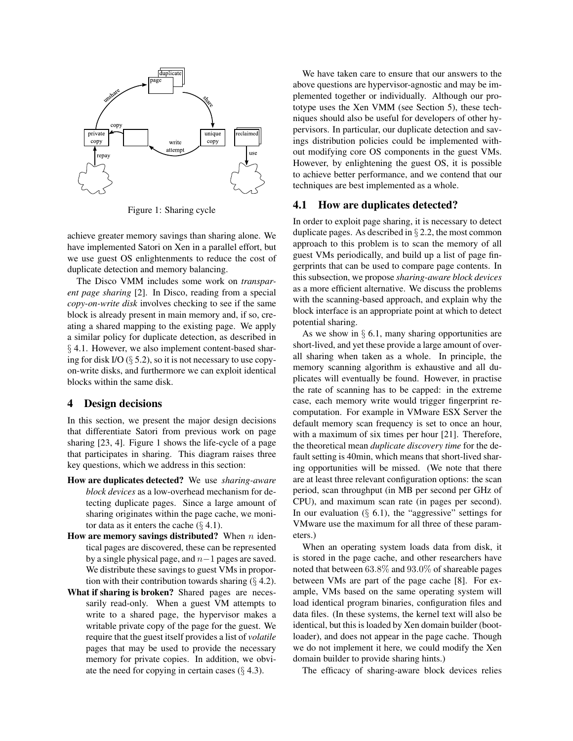Figure 1: Sharing cycle

achieve greater memory savings than sharing alone. We have implemented Satori on Xen in a parallel effort, but we use guest OS enlightenments to reduce the cost of duplicate detection and memory balancing.

The Disco VMM includes some work on *transparent page sharing* [2]. In Disco, reading from a special *copy-on-write disk* involves checking to see if the same block is already present in main memory and, if so, creating a shared mapping to the existing page. We apply a similar policy for duplicate detection, as described in § 4.1. However, we also implement content-based sharing for disk I/O (§ 5.2), so it is not necessary to use copy-on-write disks, and furthermore we can exploit identical blocks within the same disk.

## 4 Design decisions

In this section, we present the major design decisions that differentiate Satori from previous work on page sharing [23, 4]. Figure 1 shows the life-cycle of a page that participates in sharing. This diagram raises three key questions, which we address in this section:

- **How are duplicates detected?** We use *sharing-aware block devices* as a low-overhead mechanism for detecting duplicate pages. Since a large amount of sharing originates within the page cache, we monitor data as it enters the cache (§ 4.1).
- **How are memory savings distributed?** When $n$ identical pages are discovered, these can be represented by a single physical page, and $n-1$ pages are saved. We distribute these savings to guest VMs in proportion with their contribution towards sharing (§ 4.2).
- **What if sharing is broken?** Shared pages are necessarily read-only. When a guest VM attempts to write to a shared page, the hypervisor makes a writable private copy of the page for the guest. We require that the guest itself provides a list of *volatile* pages that may be used to provide the necessary memory for private copies. In addition, we obviate the need for copying in certain cases (§ 4.3).

We have taken care to ensure that our answers to the above questions are hypervisor-agnostic and may be implemented together or individually. Although our prototype uses the Xen VMM (see Section 5), these techniques should also be useful for developers of other hypervisors. In particular, our duplicate detection and savings distribution policies could be implemented without modifying core OS components in the guest VMs. However, by enlightening the guest OS, it is possible to achieve better performance, and we contend that our techniques are best implemented as a whole.

### 4.1 How are duplicates detected?

In order to exploit page sharing, it is necessary to detect duplicate pages. As described in § 2.2, the most common approach to this problem is to scan the memory of all guest VMs periodically, and build up a list of page fingerprints that can be used to compare page contents. In this subsection, we propose *sharing-aware block devices* as a more efficient alternative. We discuss the problems with the scanning-based approach, and explain why the block interface is an appropriate point at which to detect potential sharing.

As we show in § 6.1, many sharing opportunities are short-lived, and yet these provide a large amount of overall sharing when taken as a whole. In principle, the memory scanning algorithm is exhaustive and all duplicates will eventually be found. However, in practise the rate of scanning has to be capped: in the extreme case, each memory write would trigger fingerprint recomputation. For example in VMware ESX Server the default memory scan frequency is set to once an hour, with a maximum of six times per hour [21]. Therefore, the theoretical mean *duplicate discovery time* for the default setting is 40min, which means that short-lived sharing opportunities will be missed. (We note that there are at least three relevant configuration options: the scan period, scan throughput (in MB per second per GHz of CPU), and maximum scan rate (in pages per second). In our evaluation (§ 6.1), the "aggressive" settings for VMware use the maximum for all three of these parameters.)

When an operating system loads data from disk, it is stored in the page cache, and other researchers have noted that between $63.8\%$ and $93.0\%$ of shareable pages between VMs are part of the page cache [8]. For example, VMs based on the same operating system will load identical program binaries, configuration files and data files. (In these systems, the kernel text will also be identical, but this is loaded by Xen domain builder (bootloader), and does not appear in the page cache. Though we do not implement it here, we could modify the Xen domain builder to provide sharing hints.)

The efficacy of sharing-aware block devices relies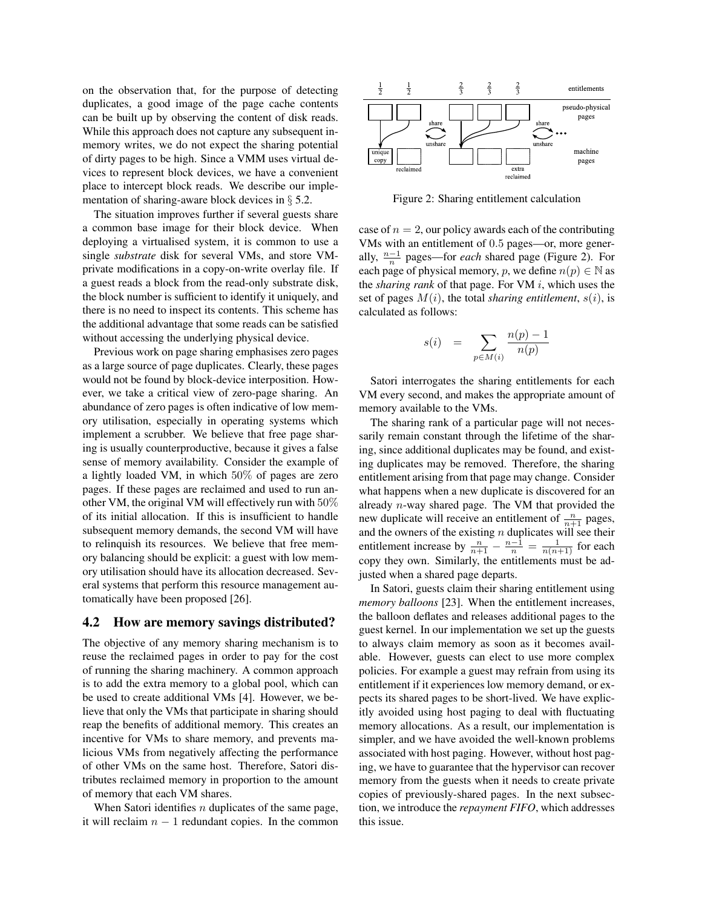on the observation that, for the purpose of detecting duplicates, a good image of the page cache contents can be built up by observing the content of disk reads. While this approach does not capture any subsequent in-memory writes, we do not expect the sharing potential of dirty pages to be high. Since a VMM uses virtual devices to represent block devices, we have a convenient place to intercept block reads. We describe our implementation of sharing-aware block devices in § 5.2.

The situation improves further if several guests share a common base image for their block device. When deploying a virtualised system, it is common to use a single *substrate* disk for several VMs, and store VM-private modifications in a copy-on-write overlay file. If a guest reads a block from the read-only substrate disk, the block number is sufficient to identify it uniquely, and there is no need to inspect its contents. This scheme has the additional advantage that some reads can be satisfied without accessing the underlying physical device.

Previous work on page sharing emphasises zero pages as a large source of page duplicates. Clearly, these pages would not be found by block-device interposition. However, we take a critical view of zero-page sharing. An abundance of zero pages is often indicative of low memory utilisation, especially in operating systems which implement a scrubber. We believe that free page sharing is usually counterproductive, because it gives a false sense of memory availability. Consider the example of a lightly loaded VM, in which 50% of pages are zero pages. If these pages are reclaimed and used to run another VM, the original VM will effectively run with 50% of its initial allocation. If this is insufficient to handle subsequent memory demands, the second VM will have to relinquish its resources. We believe that free memory balancing should be explicit: a guest with low memory utilisation should have its allocation decreased. Several systems that perform this resource management automatically have been proposed [26].

## 4.2 How are memory savings distributed?

The objective of any memory sharing mechanism is to reuse the reclaimed pages in order to pay for the cost of running the sharing machinery. A common approach is to add the extra memory to a global pool, which can be used to create additional VMs [4]. However, we believe that only the VMs that participate in sharing should reap the benefits of additional memory. This creates an incentive for VMs to share memory, and prevents malicious VMs from negatively affecting the performance of other VMs on the same host. Therefore, Satori distributes reclaimed memory in proportion to the amount of memory that each VM shares.

When Satori identifies $n$ duplicates of the same page, it will reclaim $n-1$ redundant copies. In the common case of $n=2$, our policy awards each of the contributing VMs with an entitlement of 0.5 pages—or, more generally, $\frac{n-1}{n}$ pages—for *each* shared page (Figure 2). For each page of physical memory, $p$, we define $n(p) \in \mathbb{N}$ as the *sharing rank* of that page. For VM $i$, which uses the set of pages $M(i)$, the total *sharing entitlement*, $s(i)$, is calculated as follows:

Figure 2: Sharing entitlement calculation

$$s(i) \quad = \quad \sum_{p \in M(i)} \frac{n(p)-1}{n(p)}$$

Satori interrogates the sharing entitlements for each VM every second, and makes the appropriate amount of memory available to the VMs.

The sharing rank of a particular page will not necessarily remain constant through the lifetime of the sharing, since additional duplicates may be found, and existing duplicates may be removed. Therefore, the sharing entitlement arising from that page may change. Consider what happens when a new duplicate is discovered for an already $n$-way shared page. The VM that provided the new duplicate will receive an entitlement of $\frac{n}{n+1}$ pages, and the owners of the existing $n$ duplicates will see their entitlement increase by $\frac{n}{n+1} - \frac{n-1}{n} = \frac{1}{n(n+1)}$ for each copy they own. Similarly, the entitlements must be adjusted when a shared page departs.

In Satori, guests claim their sharing entitlement using *memory balloons* [23]. When the entitlement increases, the balloon deflates and releases additional pages to the guest kernel. In our implementation we set up the guests to always claim memory as soon as it becomes available. However, guests can elect to use more complex policies. For example a guest may refrain from using its entitlement if it experiences low memory demand, or expects its shared pages to be short-lived. We have explicitly avoided using host paging to deal with fluctuating memory allocations. As a result, our implementation is simpler, and we have avoided the well-known problems associated with host paging. However, without host paging, we have to guarantee that the hypervisor can recover memory from the guests when it needs to create private copies of previously-shared pages. In the next subsection, we introduce the *repayment FIFO*, which addresses this issue.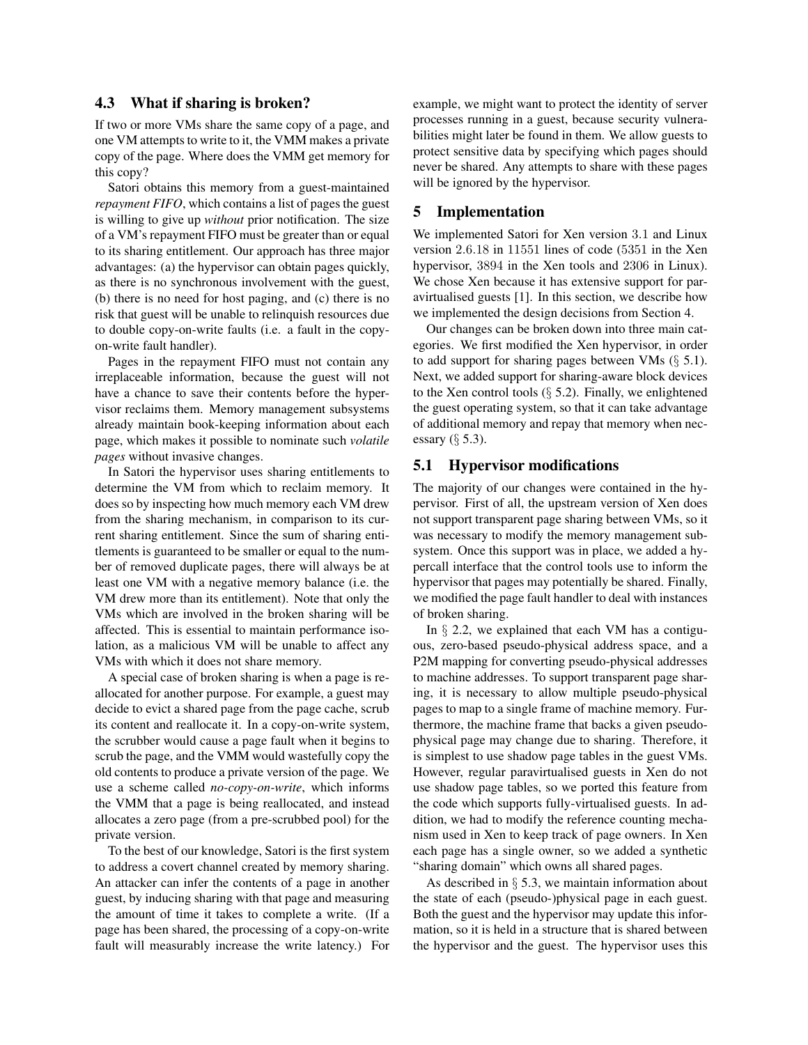### 4.3 What if sharing is broken?

If two or more VMs share the same copy of a page, and one VM attempts to write to it, the VMM makes a private copy of the page. Where does the VMM get memory for this copy?

Satori obtains this memory from a guest-maintained *repayment FIFO*, which contains a list of pages the guest is willing to give up *without* prior notification. The size of a VM's repayment FIFO must be greater than or equal to its sharing entitlement. Our approach has three major advantages: (a) the hypervisor can obtain pages quickly, as there is no synchronous involvement with the guest, (b) there is no need for host paging, and (c) there is no risk that guest will be unable to relinquish resources due to double copy-on-write faults (i.e. a fault in the copy-on-write fault handler).

Pages in the repayment FIFO must not contain any irreplaceable information, because the guest will not have a chance to save their contents before the hypervisor reclaims them. Memory management subsystems already maintain book-keeping information about each page, which makes it possible to nominate such *volatile pages* without invasive changes.

In Satori the hypervisor uses sharing entitlements to determine the VM from which to reclaim memory. It does so by inspecting how much memory each VM drew from the sharing mechanism, in comparison to its current sharing entitlement. Since the sum of sharing entitlements is guaranteed to be smaller or equal to the number of removed duplicate pages, there will always be at least one VM with a negative memory balance (i.e. the VM drew more than its entitlement). Note that only the VMs which are involved in the broken sharing will be affected. This is essential to maintain performance isolation, as a malicious VM will be unable to affect any VMs with which it does not share memory.

A special case of broken sharing is when a page is reallocated for another purpose. For example, a guest may decide to evict a shared page from the page cache, scrub its content and reallocate it. In a copy-on-write system, the scrubber would cause a page fault when it begins to scrub the page, and the VMM would wastefully copy the old contents to produce a private version of the page. We use a scheme called *no-copy-on-write*, which informs the VMM that a page is being reallocated, and instead allocates a zero page (from a pre-scrubbed pool) for the private version.

To the best of our knowledge, Satori is the first system to address a covert channel created by memory sharing. An attacker can infer the contents of a page in another guest, by inducing sharing with that page and measuring the amount of time it takes to complete a write. (If a page has been shared, the processing of a copy-on-write fault will measurably increase the write latency.) For example, we might want to protect the identity of server processes running in a guest, because security vulnerabilities might later be found in them. We allow guests to protect sensitive data by specifying which pages should never be shared. Any attempts to share with these pages will be ignored by the hypervisor.

## 5 Implementation

We implemented Satori for Xen version 3.1 and Linux version 2.6.18 in 11551 lines of code (5351 in the Xen hypervisor, 3894 in the Xen tools and 2306 in Linux). We chose Xen because it has extensive support for paravirtualised guests [1]. In this section, we describe how we implemented the design decisions from Section 4.

Our changes can be broken down into three main categories. We first modified the Xen hypervisor, in order to add support for sharing pages between VMs (§ 5.1). Next, we added support for sharing-aware block devices to the Xen control tools (§ 5.2). Finally, we enlightened the guest operating system, so that it can take advantage of additional memory and repay that memory when necessary (§ 5.3).

### 5.1 Hypervisor modifications

The majority of our changes were contained in the hypervisor. First of all, the upstream version of Xen does not support transparent page sharing between VMs, so it was necessary to modify the memory management subsystem. Once this support was in place, we added a hypercall interface that the control tools use to inform the hypervisor that pages may potentially be shared. Finally, we modified the page fault handler to deal with instances of broken sharing.

In § 2.2, we explained that each VM has a contiguous, zero-based pseudo-physical address space, and a P2M mapping for converting pseudo-physical addresses to machine addresses. To support transparent page sharing, it is necessary to allow multiple pseudo-physical pages to map to a single frame of machine memory. Furthermore, the machine frame that backs a given pseudo-physical page may change due to sharing. Therefore, it is simplest to use shadow page tables in the guest VMs. However, regular paravirtualised guests in Xen do not use shadow page tables, so we ported this feature from the code which supports fully-virtualised guests. In addition, we had to modify the reference counting mechanism used in Xen to keep track of page owners. In Xen each page has a single owner, so we added a synthetic "sharing domain" which owns all shared pages.

As described in § 5.3, we maintain information about the state of each (pseudo-)physical page in each guest. Both the guest and the hypervisor may update this information, so it is held in a structure that is shared between the hypervisor and the guest. The hypervisor uses this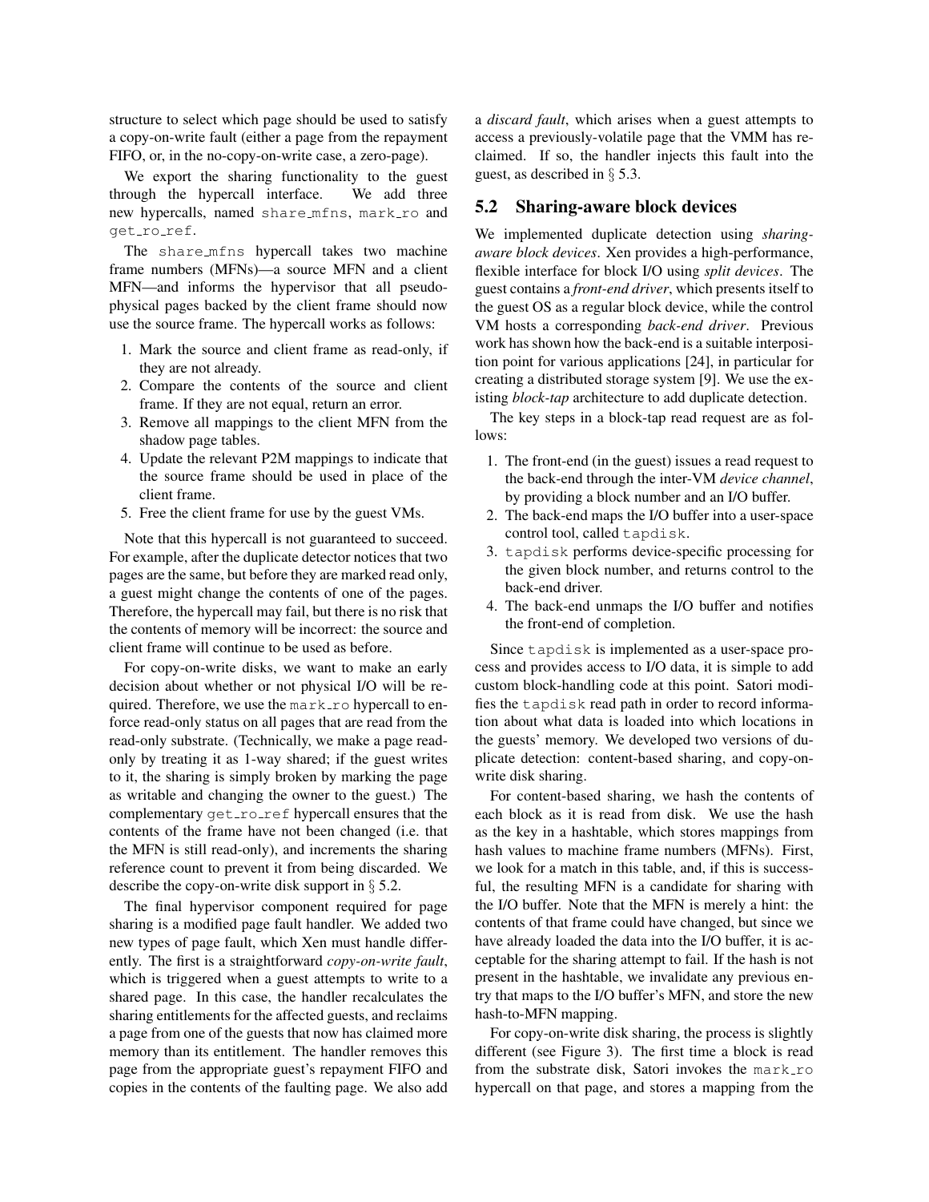structure to select which page should be used to satisfy a copy-on-write fault (either a page from the repayment FIFO, or, in the no-copy-on-write case, a zero-page).

We export the sharing functionality to the guest through the hypercall interface. We add three new hypercalls, named `share_mfns`, `mark_ro` and `get_ro_ref`.

The `share_mfns` hypercall takes two machine frame numbers (MFNs)—a source MFN and a client MFN—and informs the hypervisor that all pseudo-physical pages backed by the client frame should now use the source frame. The hypercall works as follows:

1. Mark the source and client frame as read-only, if they are not already.
2. Compare the contents of the source and client frame. If they are not equal, return an error.
3. Remove all mappings to the client MFN from the shadow page tables.
4. Update the relevant P2M mappings to indicate that the source frame should be used in place of the client frame.
5. Free the client frame for use by the guest VMs.

Note that this hypercall is not guaranteed to succeed. For example, after the duplicate detector notices that two pages are the same, but before they are marked read only, a guest might change the contents of one of the pages. Therefore, the hypercall may fail, but there is no risk that the contents of memory will be incorrect: the source and client frame will continue to be used as before.

For copy-on-write disks, we want to make an early decision about whether or not physical I/O will be required. Therefore, we use the `mark_ro` hypercall to enforce read-only status on all pages that are read from the read-only substrate. (Technically, we make a page read-only by treating it as 1-way shared; if the guest writes to it, the sharing is simply broken by marking the page as writable and changing the owner to the guest.) The complementary `get_ro_ref` hypercall ensures that the contents of the frame have not been changed (i.e. that the MFN is still read-only), and increments the sharing reference count to prevent it from being discarded. We describe the copy-on-write disk support in § 5.2.

The final hypervisor component required for page sharing is a modified page fault handler. We added two new types of page fault, which Xen must handle differently. The first is a straightforward *copy-on-write fault*, which is triggered when a guest attempts to write to a shared page. In this case, the handler recalculates the sharing entitlements for the affected guests, and reclaims a page from one of the guests that now has claimed more memory than its entitlement. The handler removes this page from the appropriate guest's repayment FIFO and copies in the contents of the faulting page. We also add a *discard fault*, which arises when a guest attempts to access a previously-volatile page that the VMM has reclaimed. If so, the handler injects this fault into the guest, as described in § 5.3.

## 5.2 Sharing-aware block devices

We implemented duplicate detection using *sharing-aware block devices*. Xen provides a high-performance, flexible interface for block I/O using *split devices*. The guest contains a *front-end driver*, which presents itself to the guest OS as a regular block device, while the control VM hosts a corresponding *back-end driver*. Previous work has shown how the back-end is a suitable interposition point for various applications [24], in particular for creating a distributed storage system [9]. We use the existing *block-tap* architecture to add duplicate detection.

The key steps in a block-tap read request are as follows:

1. The front-end (in the guest) issues a read request to the back-end through the inter-VM *device channel*, by providing a block number and an I/O buffer.
2. The back-end maps the I/O buffer into a user-space control tool, called `tapdisk`.
3. `tapdisk` performs device-specific processing for the given block number, and returns control to the back-end driver.
4. The back-end unmaps the I/O buffer and notifies the front-end of completion.

Since `tapdisk` is implemented as a user-space process and provides access to I/O data, it is simple to add custom block-handling code at this point. Satori modifies the `tapdisk` read path in order to record information about what data is loaded into which locations in the guests' memory. We developed two versions of duplicate detection: content-based sharing, and copy-on-write disk sharing.

For content-based sharing, we hash the contents of each block as it is read from disk. We use the hash as the key in a hashtable, which stores mappings from hash values to machine frame numbers (MFNs). First, we look for a match in this table, and, if this is successful, the resulting MFN is a candidate for sharing with the I/O buffer. Note that the MFN is merely a hint: the contents of that frame could have changed, but since we have already loaded the data into the I/O buffer, it is acceptable for the sharing attempt to fail. If the hash is not present in the hashtable, we invalidate any previous entry that maps to the I/O buffer's MFN, and store the new hash-to-MFN mapping.

For copy-on-write disk sharing, the process is slightly different (see Figure 3). The first time a block is read from the substrate disk, Satori invokes the `mark_ro` hypercall on that page, and stores a mapping from the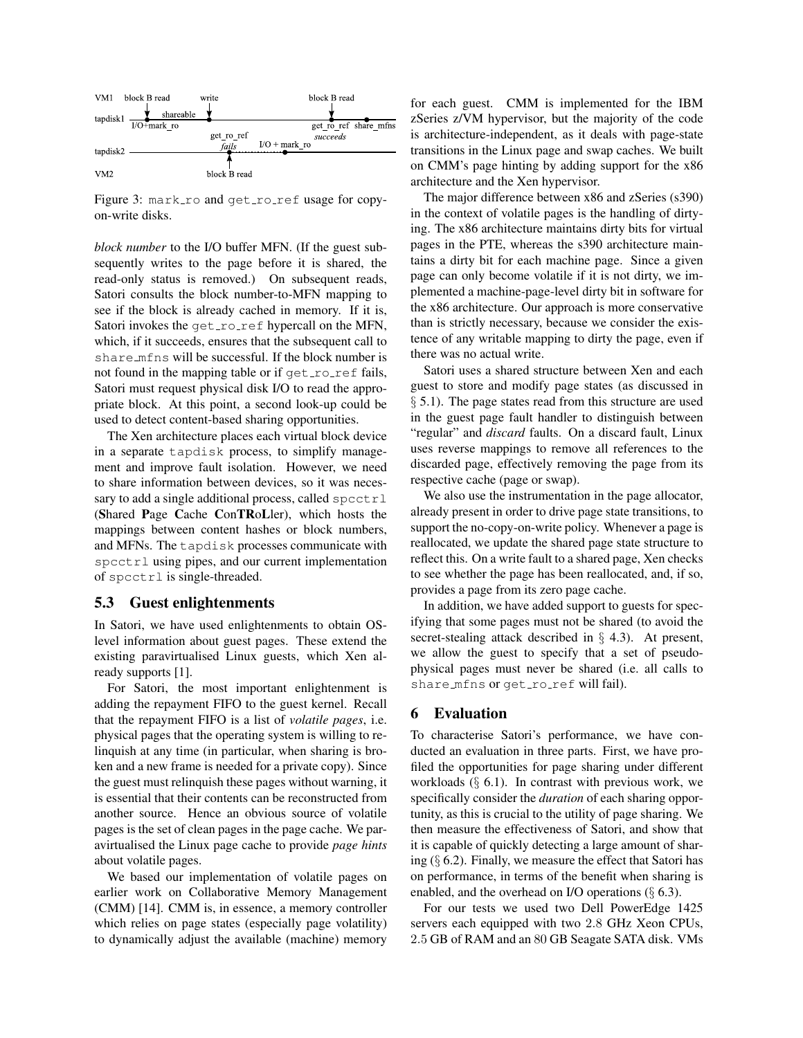Figure 3: mark_ro and get_ro_ref usage for copy-on-write disks.

*block number* to the I/O buffer MFN. (If the guest subsequently writes to the page before it is shared, the read-only status is removed.) On subsequent reads, Satori consults the block number-to-MFN mapping to see if the block is already cached in memory. If it is, Satori invokes the get_ro_ref hypercall on the MFN, which, if it succeeds, ensures that the subsequent call to share_mfns will be successful. If the block number is not found in the mapping table or if get_ro_ref fails, Satori must request physical disk I/O to read the appropriate block. At this point, a second look-up could be used to detect content-based sharing opportunities.

The Xen architecture places each virtual block device in a separate tapdisk process, to simplify management and improve fault isolation. However, we need to share information between devices, so it was necessary to add a single additional process, called spcctrl (**S**hared **P**age **C**ache **C**on**TR**o**L**ler), which hosts the mappings between content hashes or block numbers, and MFNs. The tapdisk processes communicate with spcctrl using pipes, and our current implementation of spcctrl is single-threaded.

### 5.3 Guest enlightenments

In Satori, we have used enlightenments to obtain OS-level information about guest pages. These extend the existing paravirtualised Linux guests, which Xen already supports [1].

For Satori, the most important enlightenment is adding the repayment FIFO to the guest kernel. Recall that the repayment FIFO is a list of *volatile pages*, i.e. physical pages that the operating system is willing to relinquish at any time (in particular, when sharing is broken and a new frame is needed for a private copy). Since the guest must relinquish these pages without warning, it is essential that their contents can be reconstructed from another source. Hence an obvious source of volatile pages is the set of clean pages in the page cache. We paravirtualised the Linux page cache to provide *page hints* about volatile pages.

We based our implementation of volatile pages on earlier work on Collaborative Memory Management (CMM) [14]. CMM is, in essence, a memory controller which relies on page states (especially page volatility) to dynamically adjust the available (machine) memory for each guest. CMM is implemented for the IBM zSeries z/VM hypervisor, but the majority of the code is architecture-independent, as it deals with page-state transitions in the Linux page and swap caches. We built on CMM's page hinting by adding support for the x86 architecture and the Xen hypervisor.

The major difference between x86 and zSeries (s390) in the context of volatile pages is the handling of dirtying. The x86 architecture maintains dirty bits for virtual pages in the PTE, whereas the s390 architecture maintains a dirty bit for each machine page. Since a given page can only become volatile if it is not dirty, we implemented a machine-page-level dirty bit in software for the x86 architecture. Our approach is more conservative than is strictly necessary, because we consider the existence of any writable mapping to dirty the page, even if there was no actual write.

Satori uses a shared structure between Xen and each guest to store and modify page states (as discussed in § 5.1). The page states read from this structure are used in the guest page fault handler to distinguish between "regular" and *discard* faults. On a discard fault, Linux uses reverse mappings to remove all references to the discarded page, effectively removing the page from its respective cache (page or swap).

We also use the instrumentation in the page allocator, already present in order to drive page state transitions, to support the no-copy-on-write policy. Whenever a page is reallocated, we update the shared page state structure to reflect this. On a write fault to a shared page, Xen checks to see whether the page has been reallocated, and, if so, provides a page from its zero page cache.

In addition, we have added support to guests for specifying that some pages must not be shared (to avoid the secret-stealing attack described in § 4.3). At present, we allow the guest to specify that a set of pseudo-physical pages must never be shared (i.e. all calls to share_mfns or get_ro_ref will fail).

## 6 Evaluation

To characterise Satori's performance, we have conducted an evaluation in three parts. First, we have profiled the opportunities for page sharing under different workloads (§ 6.1). In contrast with previous work, we specifically consider the *duration* of each sharing opportunity, as this is crucial to the utility of page sharing. We then measure the effectiveness of Satori, and show that it is capable of quickly detecting a large amount of sharing (§ 6.2). Finally, we measure the effect that Satori has on performance, in terms of the benefit when sharing is enabled, and the overhead on I/O operations (§ 6.3).

For our tests we used two Dell PowerEdge 1425 servers each equipped with two 2.8 GHz Xeon CPUs, 2.5 GB of RAM and an 80 GB Seagate SATA disk. VMs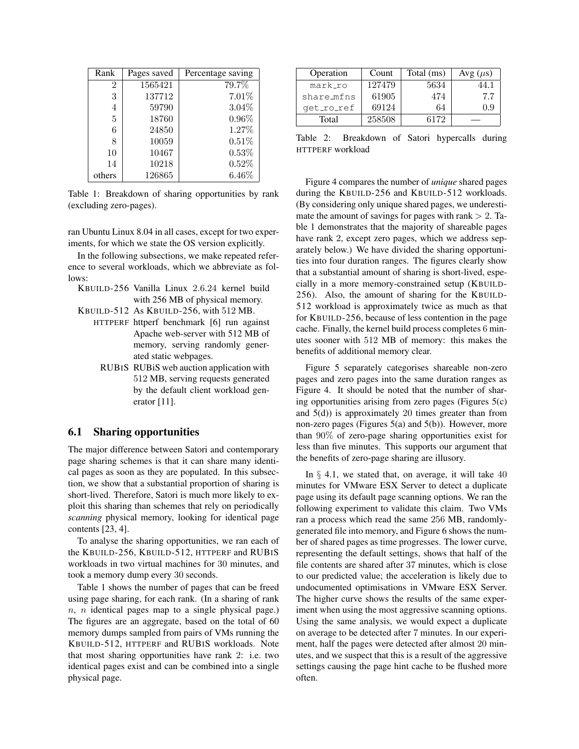| Rank | Pages saved | Percentage saving |
|---|---|---|
| 2 | 1565421 | 79.7% |
| 3 | 137712 | 7.01% |
| 4 | 59790 | 3.04% |
| 5 | 18760 | 0.96% |
| 6 | 24850 | 1.27% |
| 8 | 10059 | 0.51% |
| 10 | 10467 | 0.53% |
| 14 | 10218 | 0.52% |
| others | 126865 | 6.46% |

Table 1: Breakdown of sharing opportunities by rank (excluding zero-pages).

ran Ubuntu Linux 8.04 in all cases, except for two experiments, for which we state the OS version explicitly.

In the following subsections, we make repeated reference to several workloads, which we abbreviate as follows:

- KBUILD-256 Vanilla Linux 2.6.24 kernel build with 256 MB of physical memory.
- KBUILD-512 As KBUILD-256, with 512 MB.
- HTTPERF httperf benchmark [6] run against Apache web-server with 512 MB of memory, serving randomly generated static webpages.
- RUBIS RUBiS web auction application with 512 MB, serving requests generated by the default client workload generator [11].

## 6.1 Sharing opportunities

The major difference between Satori and contemporary page sharing schemes is that it can share many identical pages as soon as they are populated. In this subsection, we show that a substantial proportion of sharing is short-lived. Therefore, Satori is much more likely to exploit this sharing than schemes that rely on periodically *scanning* physical memory, looking for identical page contents [23, 4].

To analyse the sharing opportunities, we ran each of the KBUILD-256, KBUILD-512, HTTPERF and RUBIS workloads in two virtual machines for 30 minutes, and took a memory dump every 30 seconds.

Table 1 shows the number of pages that can be freed using page sharing, for each rank. (In a sharing of rank $n$, $n$ identical pages map to a single physical page.) The figures are an aggregate, based on the total of 60 memory dumps sampled from pairs of VMs running the KBUILD-512, HTTPERF and RUBIS workloads. Note that most sharing opportunities have rank 2: i.e. two identical pages exist and can be combined into a single physical page.

| Operation | Count | Total (ms) | Avg ($\mu$s) |
|---|---|---|---|
| mark_ro | 127479 | 5634 | 44.1 |
| share_mfns | 61905 | 474 | 7.7 |
| get_ro_ref | 69124 | 64 | 0.9 |
| Total | 258508 | 6172 | — |

Table 2: Breakdown of Satori hypercalls during HTTPERF workload

Figure 4 compares the number of *unique* shared pages during the KBUILD-256 and KBUILD-512 workloads. (By considering only unique shared pages, we underestimate the amount of savings for pages with rank $> 2$. Table 1 demonstrates that the majority of shareable pages have rank 2, except zero pages, which we address separately below.) We have divided the sharing opportunities into four duration ranges. The figures clearly show that a substantial amount of sharing is short-lived, especially in a more memory-constrained setup (KBUILD-256). Also, the amount of sharing for the KBUILD-512 workload is approximately twice as much as that for KBUILD-256, because of less contention in the page cache. Finally, the kernel build process completes 6 minutes sooner with 512 MB of memory: this makes the benefits of additional memory clear.

Figure 5 separately categorises shareable non-zero pages and zero pages into the same duration ranges as Figure 4. It should be noted that the number of sharing opportunities arising from zero pages (Figures 5(c) and 5(d)) is approximately 20 times greater than from non-zero pages (Figures 5(a) and 5(b)). However, more than 90% of zero-page sharing opportunities exist for less than five minutes. This supports our argument that the benefits of zero-page sharing are illusory.

In § 4.1, we stated that, on average, it will take 40 minutes for VMware ESX Server to detect a duplicate page using its default page scanning options. We ran the following experiment to validate this claim. Two VMs ran a process which read the same 256 MB, randomly-generated file into memory, and Figure 6 shows the number of shared pages as time progresses. The lower curve, representing the default settings, shows that half of the file contents are shared after 37 minutes, which is close to our predicted value; the acceleration is likely due to undocumented optimisations in VMware ESX Server. The higher curve shows the results of the same experiment when using the most aggressive scanning options. Using the same analysis, we would expect a duplicate on average to be detected after 7 minutes. In our experiment, half the pages were detected after almost 20 minutes, and we suspect that this is a result of the aggressive settings causing the page hint cache to be flushed more often.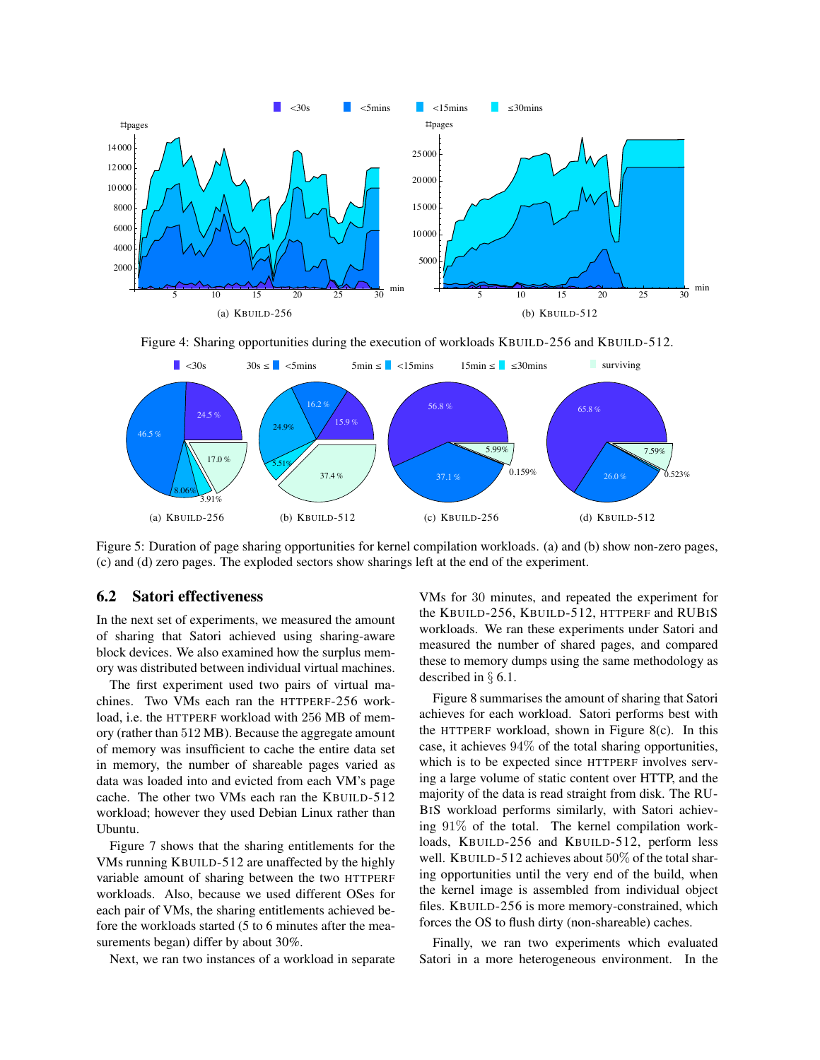Figure 4: Sharing opportunities during the execution of workloads KBUILD-256 and KBUILD-512.

Figure 5: Duration of page sharing opportunities for kernel compilation workloads. (a) and (b) show non-zero pages, (c) and (d) zero pages. The exploded sectors show sharings left at the end of the experiment.

## 6.2 Satori effectiveness

In the next set of experiments, we measured the amount of sharing that Satori achieved using sharing-aware block devices. We also examined how the surplus memory was distributed between individual virtual machines.

The first experiment used two pairs of virtual machines. Two VMs each ran the HTTPERF-256 workload, i.e. the HTTPERF workload with 256 MB of memory (rather than 512 MB). Because the aggregate amount of memory was insufficient to cache the entire data set in memory, the number of shareable pages varied as data was loaded into and evicted from each VM's page cache. The other two VMs each ran the KBUILD-512 workload; however they used Debian Linux rather than Ubuntu.

Figure 7 shows that the sharing entitlements for the VMs running KBUILD-512 are unaffected by the highly variable amount of sharing between the two HTTPERF workloads. Also, because we used different OSes for each pair of VMs, the sharing entitlements achieved before the workloads started (5 to 6 minutes after the measurements began) differ by about 30%.

Next, we ran two instances of a workload in separate VMs for 30 minutes, and repeated the experiment for the KBUILD-256, KBUILD-512, HTTPERF and RUBIS workloads. We ran these experiments under Satori and measured the number of shared pages, and compared these to memory dumps using the same methodology as described in § 6.1.

Figure 8 summarises the amount of sharing that Satori achieves for each workload. Satori performs best with the HTTPERF workload, shown in Figure 8(c). In this case, it achieves 94% of the total sharing opportunities, which is to be expected since HTTPERF involves serving a large volume of static content over HTTP, and the majority of the data is read straight from disk. The RUBIS workload performs similarly, with Satori achieving 91% of the total. The kernel compilation workloads, KBUILD-256 and KBUILD-512, perform less well. KBUILD-512 achieves about 50% of the total sharing opportunities until the very end of the build, when the kernel image is assembled from individual object files. KBUILD-256 is more memory-constrained, which forces the OS to flush dirty (non-shareable) caches.

Finally, we ran two experiments which evaluated Satori in a more heterogeneous environment. In the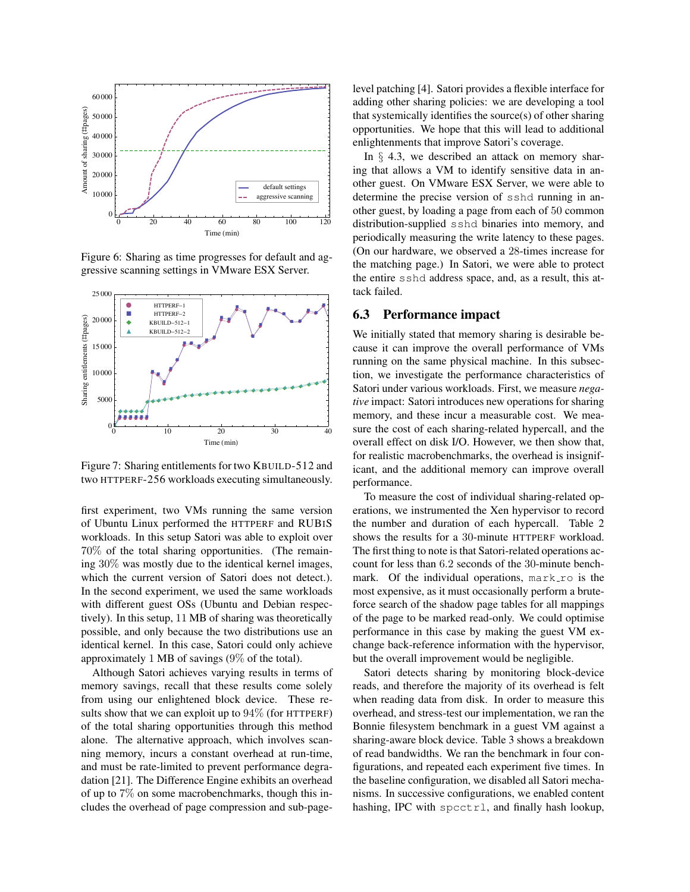Figure 6: Sharing as time progresses for default and aggressive scanning settings in VMware ESX Server.

Figure 7: Sharing entitlements for two KBUILD-512 and two HTTPERF-256 workloads executing simultaneously.

first experiment, two VMs running the same version of Ubuntu Linux performed the HTTPERF and RUBiS workloads. In this setup Satori was able to exploit over 70% of the total sharing opportunities. (The remaining 30% was mostly due to the identical kernel images, which the current version of Satori does not detect.). In the second experiment, we used the same workloads with different guest OSs (Ubuntu and Debian respectively). In this setup, 11 MB of sharing was theoretically possible, and only because the two distributions use an identical kernel. In this case, Satori could only achieve approximately 1 MB of savings (9% of the total).

Although Satori achieves varying results in terms of memory savings, recall that these results come solely from using our enlightened block device. These results show that we can exploit up to 94% (for HTTPERF) of the total sharing opportunities through this method alone. The alternative approach, which involves scanning memory, incurs a constant overhead at run-time, and must be rate-limited to prevent performance degradation [21]. The Difference Engine exhibits an overhead of up to 7% on some macrobenchmarks, though this includes the overhead of page compression and sub-page-level patching [4]. Satori provides a flexible interface for adding other sharing policies: we are developing a tool that systemically identifies the source(s) of other sharing opportunities. We hope that this will lead to additional enlightenments that improve Satori's coverage.

In § 4.3, we described an attack on memory sharing that allows a VM to identify sensitive data in another guest. On VMware ESX Server, we were able to determine the precise version of `sshd` running in another guest, by loading a page from each of 50 common distribution-supplied `sshd` binaries into memory, and periodically measuring the write latency to these pages. (On our hardware, we observed a 28-times increase for the matching page.) In Satori, we were able to protect the entire `sshd` address space, and, as a result, this attack failed.

## 6.3 Performance impact

We initially stated that memory sharing is desirable because it can improve the overall performance of VMs running on the same physical machine. In this subsection, we investigate the performance characteristics of Satori under various workloads. First, we measure *negative* impact: Satori introduces new operations for sharing memory, and these incur a measurable cost. We measure the cost of each sharing-related hypercall, and the overall effect on disk I/O. However, we then show that, for realistic macrobenchmarks, the overhead is insignificant, and the additional memory can improve overall performance.

To measure the cost of individual sharing-related operations, we instrumented the Xen hypervisor to record the number and duration of each hypercall. Table 2 shows the results for a 30-minute HTTPERF workload. The first thing to note is that Satori-related operations account for less than 6.2 seconds of the 30-minute benchmark. Of the individual operations, `mark_ro` is the most expensive, as it must occasionally perform a brute-force search of the shadow page tables for all mappings of the page to be marked read-only. We could optimise performance in this case by making the guest VM exchange back-reference information with the hypervisor, but the overall improvement would be negligible.

Satori detects sharing by monitoring block-device reads, and therefore the majority of its overhead is felt when reading data from disk. In order to measure this overhead, and stress-test our implementation, we ran the Bonnie filesystem benchmark in a guest VM against a sharing-aware block device. Table 3 shows a breakdown of read bandwidths. We ran the benchmark in four configurations, and repeated each experiment five times. In the baseline configuration, we disabled all Satori mechanisms. In successive configurations, we enabled content hashing, IPC with `spcctrl`, and finally hash lookup,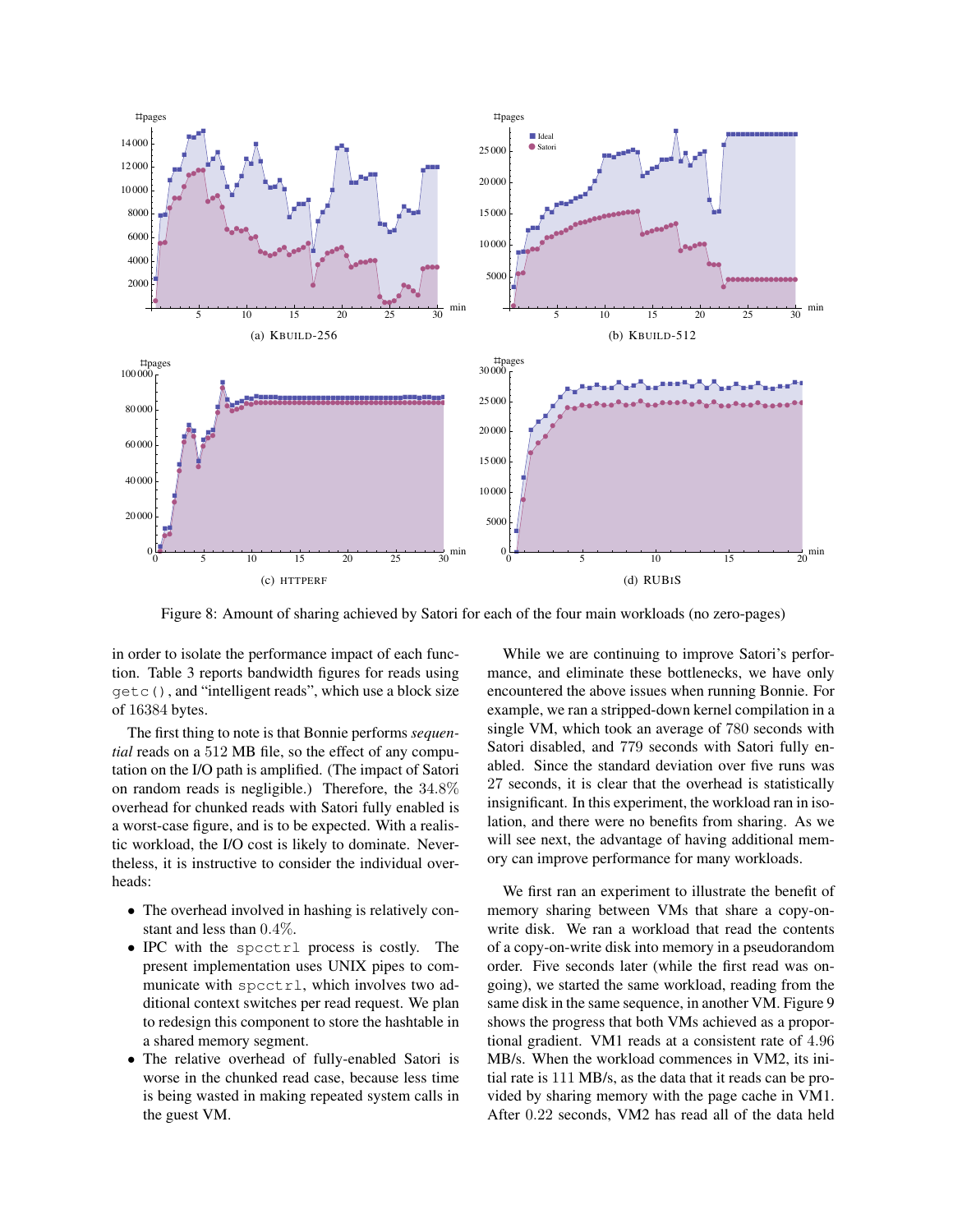Figure 8: Amount of sharing achieved by Satori for each of the four main workloads (no zero-pages)

in order to isolate the performance impact of each function. Table 3 reports bandwidth figures for reads using `getc()`, and "intelligent reads", which use a block size of 16384 bytes.

The first thing to note is that Bonnie performs *sequential* reads on a 512 MB file, so the effect of any computation on the I/O path is amplified. (The impact of Satori on random reads is negligible.) Therefore, the 34.8% overhead for chunked reads with Satori fully enabled is a worst-case figure, and is to be expected. With a realistic workload, the I/O cost is likely to dominate. Nevertheless, it is instructive to consider the individual overheads:

- The overhead involved in hashing is relatively constant and less than 0.4%.
- IPC with the `spcctrl` process is costly. The present implementation uses UNIX pipes to communicate with `spcctrl`, which involves two additional context switches per read request. We plan to redesign this component to store the hashtable in a shared memory segment.
- The relative overhead of fully-enabled Satori is worse in the chunked read case, because less time is being wasted in making repeated system calls in the guest VM.

While we are continuing to improve Satori's performance, and eliminate these bottlenecks, we have only encountered the above issues when running Bonnie. For example, we ran a stripped-down kernel compilation in a single VM, which took an average of 780 seconds with Satori disabled, and 779 seconds with Satori fully enabled. Since the standard deviation over five runs was 27 seconds, it is clear that the overhead is statistically insignificant. In this experiment, the workload ran in isolation, and there were no benefits from sharing. As we will see next, the advantage of having additional memory can improve performance for many workloads.

We first ran an experiment to illustrate the benefit of memory sharing between VMs that share a copy-on-write disk. We ran a workload that read the contents of a copy-on-write disk into memory in a pseudorandom order. Five seconds later (while the first read was ongoing), we started the same workload, reading from the same disk in the same sequence, in another VM. Figure 9 shows the progress that both VMs achieved as a proportional gradient. VM1 reads at a consistent rate of 4.96 MB/s. When the workload commences in VM2, its initial rate is 111 MB/s, as the data that it reads can be provided by sharing memory with the page cache in VM1. After 0.22 seconds, VM2 has read all of the data held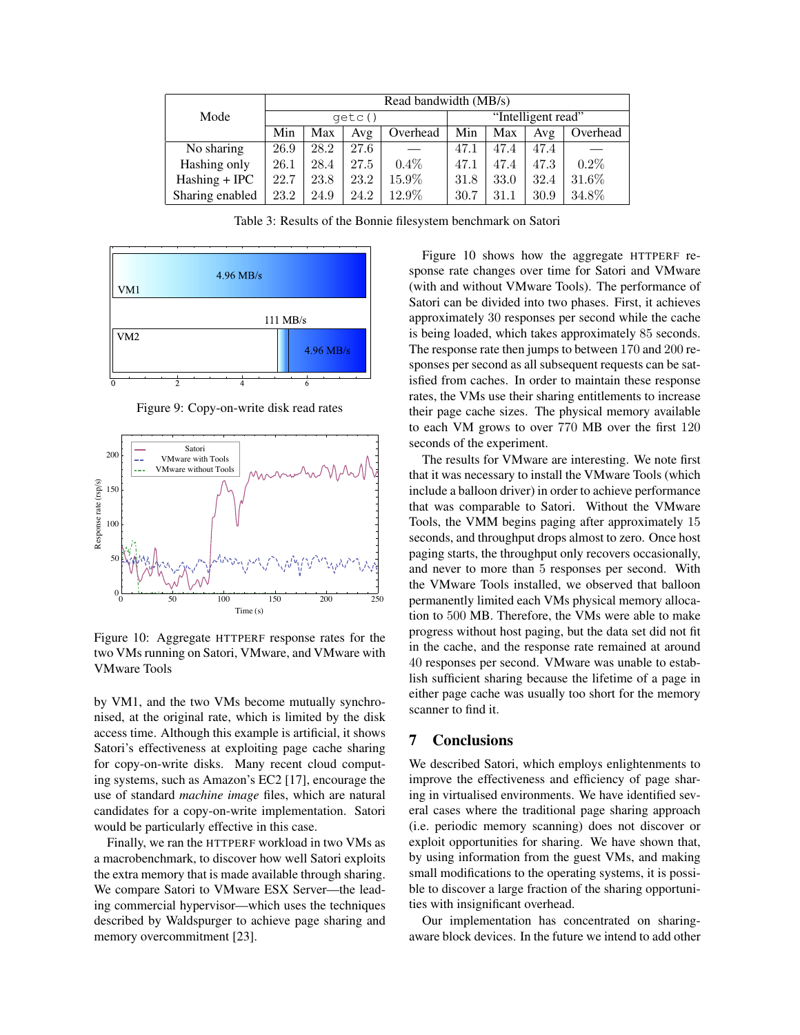| Mode | Read bandwidth (MB/s) | | | | | | | |
|---|---|---|---|---|---|---|---|---|
| | `getc()` | | | | "Intelligent read" | | | |
| | Min | Max | Avg | Overhead | Min | Max | Avg | Overhead |
| No sharing | 26.9 | 28.2 | 27.6 | — | 47.1 | 47.4 | 47.4 | — |
| Hashing only | 26.1 | 28.4 | 27.5 | 0.4% | 47.1 | 47.4 | 47.3 | 0.2% |
| Hashing + IPC | 22.7 | 23.8 | 23.2 | 15.9% | 31.8 | 33.0 | 32.4 | 31.6% |
| Sharing enabled | 23.2 | 24.9 | 24.2 | 12.9% | 30.7 | 31.1 | 30.9 | 34.8% |

Table 3: Results of the Bonnie filesystem benchmark on Satori

Figure 9: Copy-on-write disk read rates

Figure 10: Aggregate HTTPERF response rates for the two VMs running on Satori, VMware, and VMware with VMware Tools

by VM1, and the two VMs become mutually synchronised, at the original rate, which is limited by the disk access time. Although this example is artificial, it shows Satori's effectiveness at exploiting page cache sharing for copy-on-write disks. Many recent cloud computing systems, such as Amazon's EC2 [17], encourage the use of standard *machine image* files, which are natural candidates for a copy-on-write implementation. Satori would be particularly effective in this case.

Finally, we ran the HTTPERF workload in two VMs as a macrobenchmark, to discover how well Satori exploits the extra memory that is made available through sharing. We compare Satori to VMware ESX Server—the leading commercial hypervisor—which uses the techniques described by Waldspurger to achieve page sharing and memory overcommitment [23].

Figure 10 shows how the aggregate HTTPERF response rate changes over time for Satori and VMware (with and without VMware Tools). The performance of Satori can be divided into two phases. First, it achieves approximately 30 responses per second while the cache is being loaded, which takes approximately 85 seconds. The response rate then jumps to between 170 and 200 responses per second as all subsequent requests can be satisfied from caches. In order to maintain these response rates, the VMs use their sharing entitlements to increase their page cache sizes. The physical memory available to each VM grows to over 770 MB over the first 120 seconds of the experiment.

The results for VMware are interesting. We note first that it was necessary to install the VMware Tools (which include a balloon driver) in order to achieve performance that was comparable to Satori. Without the VMware Tools, the VMM begins paging after approximately 15 seconds, and throughput drops almost to zero. Once host paging starts, the throughput only recovers occasionally, and never to more than 5 responses per second. With the VMware Tools installed, we observed that balloon permanently limited each VMs physical memory allocation to 500 MB. Therefore, the VMs were able to make progress without host paging, but the data set did not fit in the cache, and the response rate remained at around 40 responses per second. VMware was unable to establish sufficient sharing because the lifetime of a page in either page cache was usually too short for the memory scanner to find it.

## 7 Conclusions

We described Satori, which employs enlightenments to improve the effectiveness and efficiency of page sharing in virtualised environments. We have identified several cases where the traditional page sharing approach (i.e. periodic memory scanning) does not discover or exploit opportunities for sharing. We have shown that, by using information from the guest VMs, and making small modifications to the operating systems, it is possible to discover a large fraction of the sharing opportunities with insignificant overhead.

Our implementation has concentrated on sharing-aware block devices. In the future we intend to add other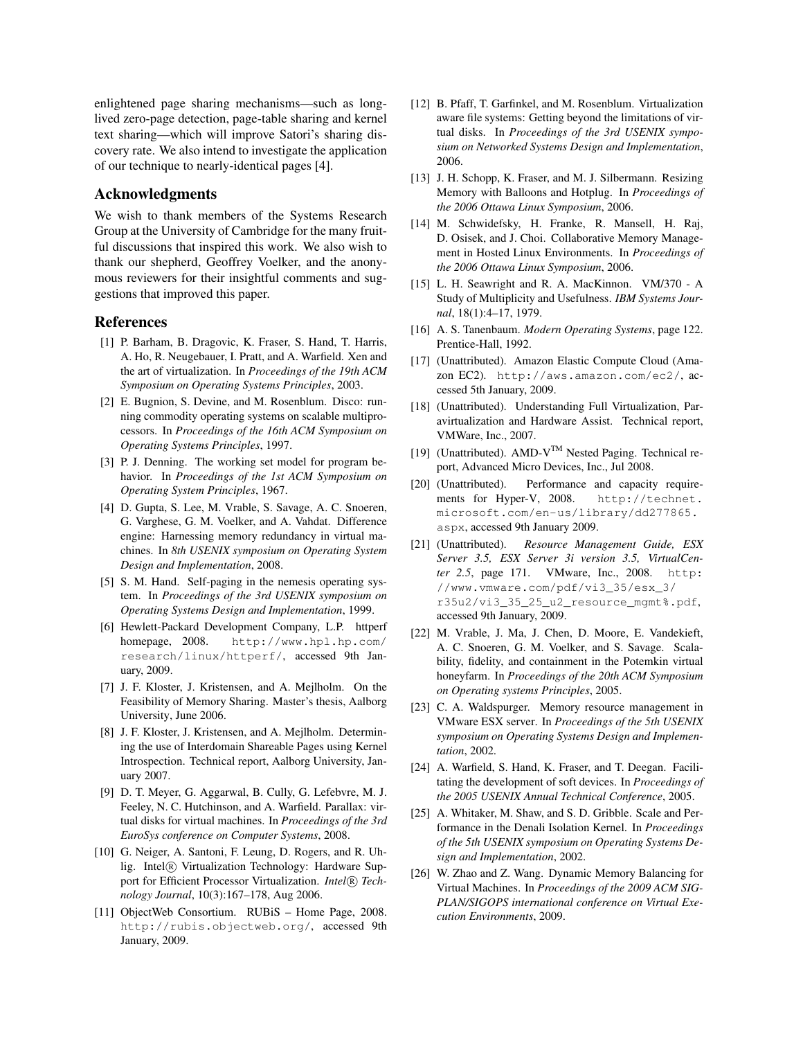enlightened page sharing mechanisms—such as long-lived zero-page detection, page-table sharing and kernel text sharing—which will improve Satori's sharing discovery rate. We also intend to investigate the application of our technique to nearly-identical pages [4].

## Acknowledgments

We wish to thank members of the Systems Research Group at the University of Cambridge for the many fruitful discussions that inspired this work. We also wish to thank our shepherd, Geoffrey Voelker, and the anonymous reviewers for their insightful comments and suggestions that improved this paper.

## References

[1] P. Barham, B. Dragovic, K. Fraser, S. Hand, T. Harris, A. Ho, R. Neugebauer, I. Pratt, and A. Warfield. Xen and the art of virtualization. In *Proceedings of the 19th ACM Symposium on Operating Systems Principles*, 2003.

[2] E. Bugnion, S. Devine, and M. Rosenblum. Disco: running commodity operating systems on scalable multiprocessors. In *Proceedings of the 16th ACM Symposium on Operating Systems Principles*, 1997.

[3] P. J. Denning. The working set model for program behavior. In *Proceedings of the 1st ACM Symposium on Operating System Principles*, 1967.

[4] D. Gupta, S. Lee, M. Vrable, S. Savage, A. C. Snoeren, G. Varghese, G. M. Voelker, and A. Vahdat. Difference engine: Harnessing memory redundancy in virtual machines. In *8th USENIX symposium on Operating System Design and Implementation*, 2008.

[5] S. M. Hand. Self-paging in the nemesis operating system. In *Proceedings of the 3rd USENIX symposium on Operating Systems Design and Implementation*, 1999.

[6] Hewlett-Packard Development Company, L.P. httperf homepage, 2008. `http://www.hpl.hp.com/research/linux/httperf/`, accessed 9th January, 2009.

[7] J. F. Kloster, J. Kristensen, and A. Mejlholm. On the Feasibility of Memory Sharing. Master's thesis, Aalborg University, June 2006.

[8] J. F. Kloster, J. Kristensen, and A. Mejlholm. Determining the use of Interdomain Shareable Pages using Kernel Introspection. Technical report, Aalborg University, January 2007.

[9] D. T. Meyer, G. Aggarwal, B. Cully, G. Lefebvre, M. J. Feeley, N. C. Hutchinson, and A. Warfield. Parallax: virtual disks for virtual machines. In *Proceedings of the 3rd EuroSys conference on Computer Systems*, 2008.

[10] G. Neiger, A. Santoni, F. Leung, D. Rogers, and R. Uhlig. Intel® Virtualization Technology: Hardware Support for Efficient Processor Virtualization. *Intel® Technology Journal*, 10(3):167–178, Aug 2006.

[11] ObjectWeb Consortium. RUBiS – Home Page, 2008. `http://rubis.objectweb.org/`, accessed 9th January, 2009.

[12] B. Pfaff, T. Garfinkel, and M. Rosenblum. Virtualization aware file systems: Getting beyond the limitations of virtual disks. In *Proceedings of the 3rd USENIX symposium on Networked Systems Design and Implementation*, 2006.

[13] J. H. Schopp, K. Fraser, and M. J. Silbermann. Resizing Memory with Balloons and Hotplug. In *Proceedings of the 2006 Ottawa Linux Symposium*, 2006.

[14] M. Schwidefsky, H. Franke, R. Mansell, H. Raj, D. Osisek, and J. Choi. Collaborative Memory Management in Hosted Linux Environments. In *Proceedings of the 2006 Ottawa Linux Symposium*, 2006.

[15] L. H. Seawright and R. A. MacKinnon. VM/370 - A Study of Multiplicity and Usefulness. *IBM Systems Journal*, 18(1):4–17, 1979.

[16] A. S. Tanenbaum. *Modern Operating Systems*, page 122. Prentice-Hall, 1992.

[17] (Unattributed). Amazon Elastic Compute Cloud (Amazon EC2). `http://aws.amazon.com/ec2/`, accessed 5th January, 2009.

[18] (Unattributed). Understanding Full Virtualization, Paravirtualization and Hardware Assist. Technical report, VMWare, Inc., 2007.

[19] (Unattributed). AMD-V™ Nested Paging. Technical report, Advanced Micro Devices, Inc., Jul 2008.

[20] (Unattributed). Performance and capacity requirements for Hyper-V, 2008. `http://technet.microsoft.com/en-us/library/dd277865.aspx`, accessed 9th January 2009.

[21] (Unattributed). *Resource Management Guide, ESX Server 3.5, ESX Server 3i version 3.5, VirtualCenter 2.5*, page 171. VMware, Inc., 2008. `http://www.vmware.com/pdf/vi3_35/esx_3/r35u2/vi3_35_25_u2_resource_mgmt%.pdf`, accessed 9th January, 2009.

[22] M. Vrable, J. Ma, J. Chen, D. Moore, E. Vandekieft, A. C. Snoeren, G. M. Voelker, and S. Savage. Scalability, fidelity, and containment in the Potemkin virtual honeyfarm. In *Proceedings of the 20th ACM Symposium on Operating systems Principles*, 2005.

[23] C. A. Waldspurger. Memory resource management in VMware ESX server. In *Proceedings of the 5th USENIX symposium on Operating Systems Design and Implementation*, 2002.

[24] A. Warfield, S. Hand, K. Fraser, and T. Deegan. Facilitating the development of soft devices. In *Proceedings of the 2005 USENIX Annual Technical Conference*, 2005.

[25] A. Whitaker, M. Shaw, and S. D. Gribble. Scale and Performance in the Denali Isolation Kernel. In *Proceedings of the 5th USENIX symposium on Operating Systems Design and Implementation*, 2002.

[26] W. Zhao and Z. Wang. Dynamic Memory Balancing for Virtual Machines. In *Proceedings of the 2009 ACM SIGPLAN/SIGOPS international conference on Virtual Execution Environments*, 2009.